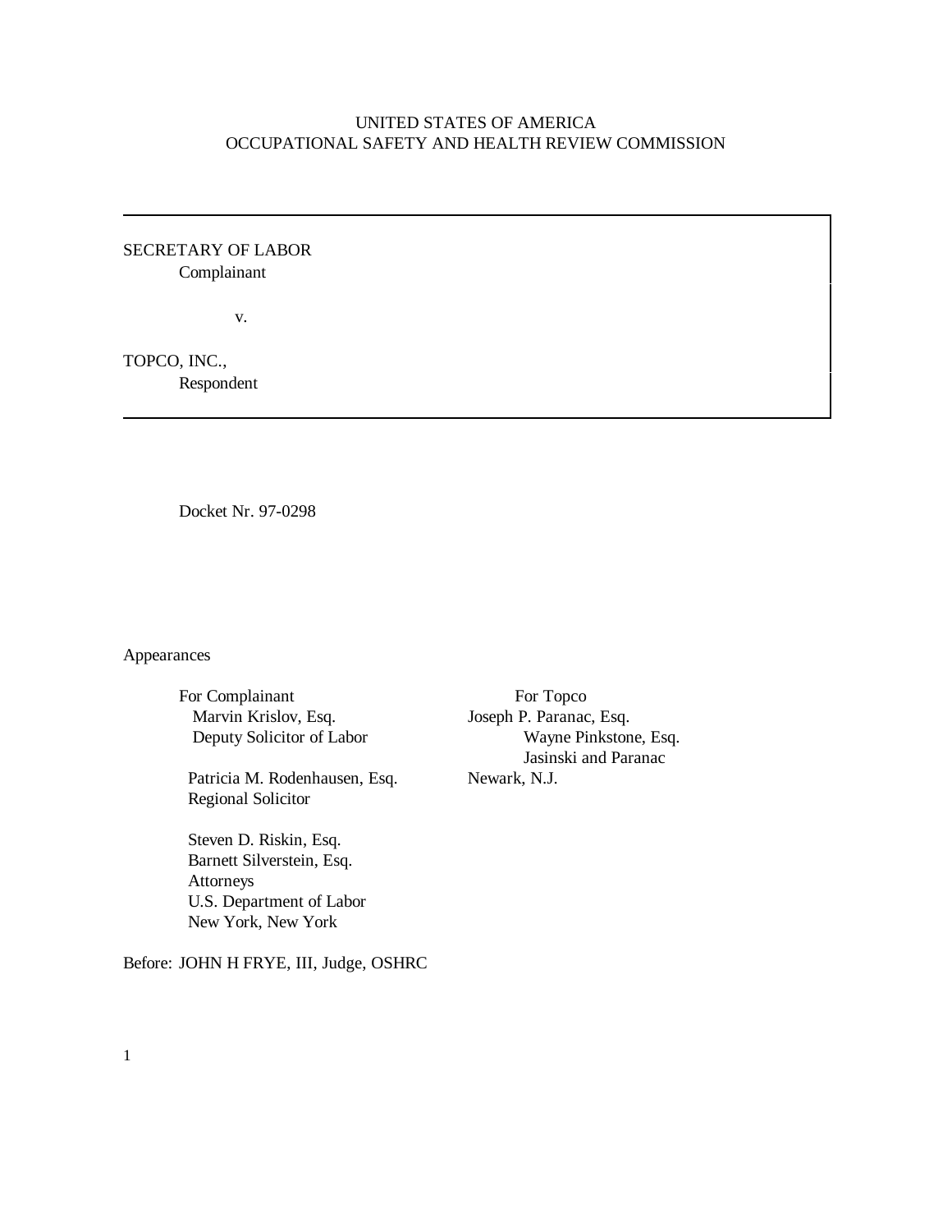UNITED STATES OF AMERICA
OCCUPATIONAL SAFETY AND HEALTH REVIEW COMMISSION

---

SECRETARY OF LABOR
Complainant

v.

TOPCO, INC.,
Respondent

---

Docket Nr. 97-0298

Appearances

For Complainant
Marvin Krislov, Esq.
Deputy Solicitor of Labor

Patricia M. Rodenhausen, Esq.
Regional Solicitor

Steven D. Riskin, Esq.
Barnett Silverstein, Esq.
Attorneys
U.S. Department of Labor
New York, New York

For Topco
Joseph P. Paranac, Esq.
Wayne Pinkstone, Esq.
Jasinski and Paranac
Newark, N.J.

Before: JOHN H FRYE, III, Judge, OSHRC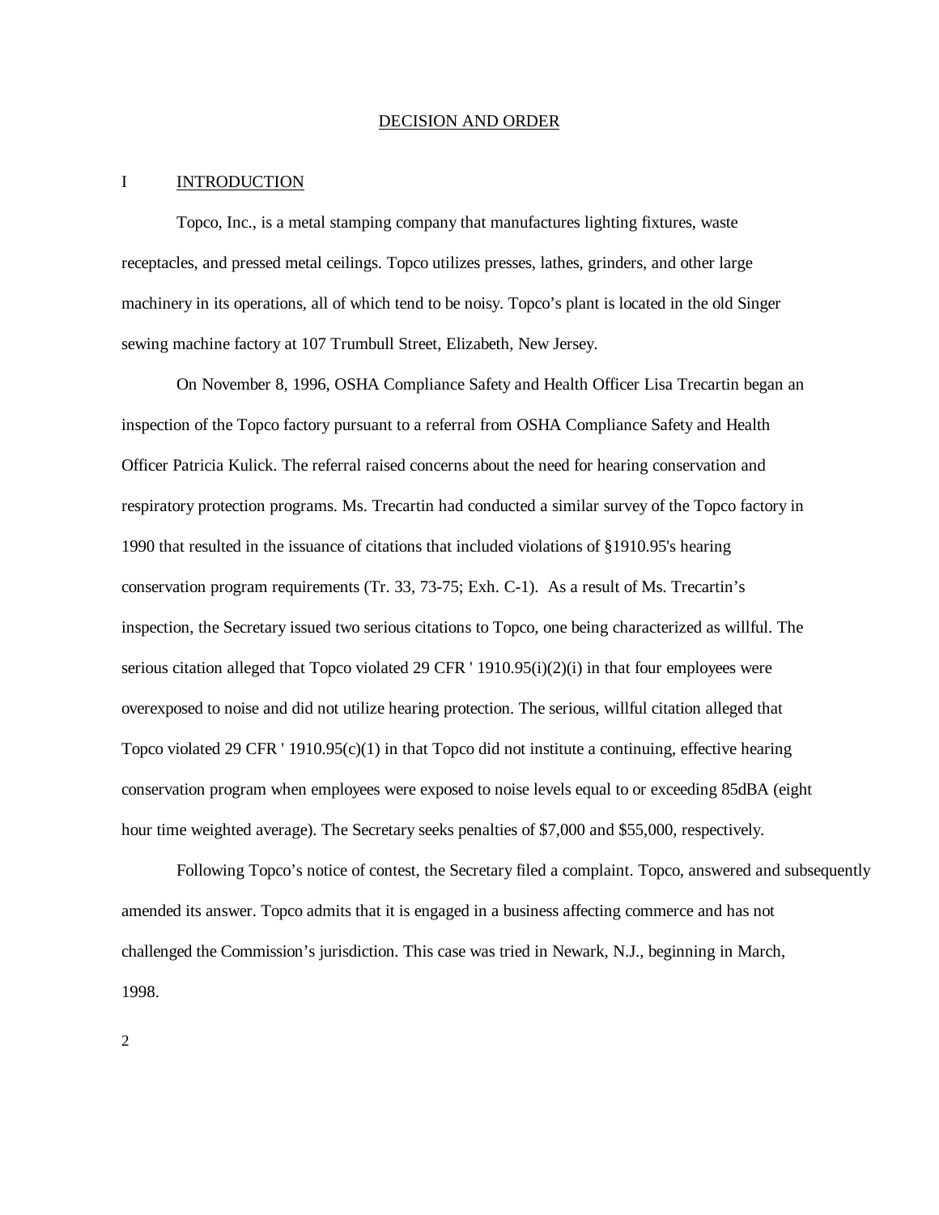# DECISION AND ORDER

## I INTRODUCTION

Topco, Inc., is a metal stamping company that manufactures lighting fixtures, waste receptacles, and pressed metal ceilings. Topco utilizes presses, lathes, grinders, and other large machinery in its operations, all of which tend to be noisy. Topco's plant is located in the old Singer sewing machine factory at 107 Trumbull Street, Elizabeth, New Jersey.

On November 8, 1996, OSHA Compliance Safety and Health Officer Lisa Trecartin began an inspection of the Topco factory pursuant to a referral from OSHA Compliance Safety and Health Officer Patricia Kulick. The referral raised concerns about the need for hearing conservation and respiratory protection programs. Ms. Trecartin had conducted a similar survey of the Topco factory in 1990 that resulted in the issuance of citations that included violations of §1910.95's hearing conservation program requirements (Tr. 33, 73-75; Exh. C-1). As a result of Ms. Trecartin's inspection, the Secretary issued two serious citations to Topco, one being characterized as willful. The serious citation alleged that Topco violated 29 CFR ' 1910.95(i)(2)(i) in that four employees were overexposed to noise and did not utilize hearing protection. The serious, willful citation alleged that Topco violated 29 CFR ' 1910.95(c)(1) in that Topco did not institute a continuing, effective hearing conservation program when employees were exposed to noise levels equal to or exceeding 85dBA (eight hour time weighted average). The Secretary seeks penalties of $7,000 and $55,000, respectively.

Following Topco's notice of contest, the Secretary filed a complaint. Topco, answered and subsequently amended its answer. Topco admits that it is engaged in a business affecting commerce and has not challenged the Commission's jurisdiction. This case was tried in Newark, N.J., beginning in March, 1998.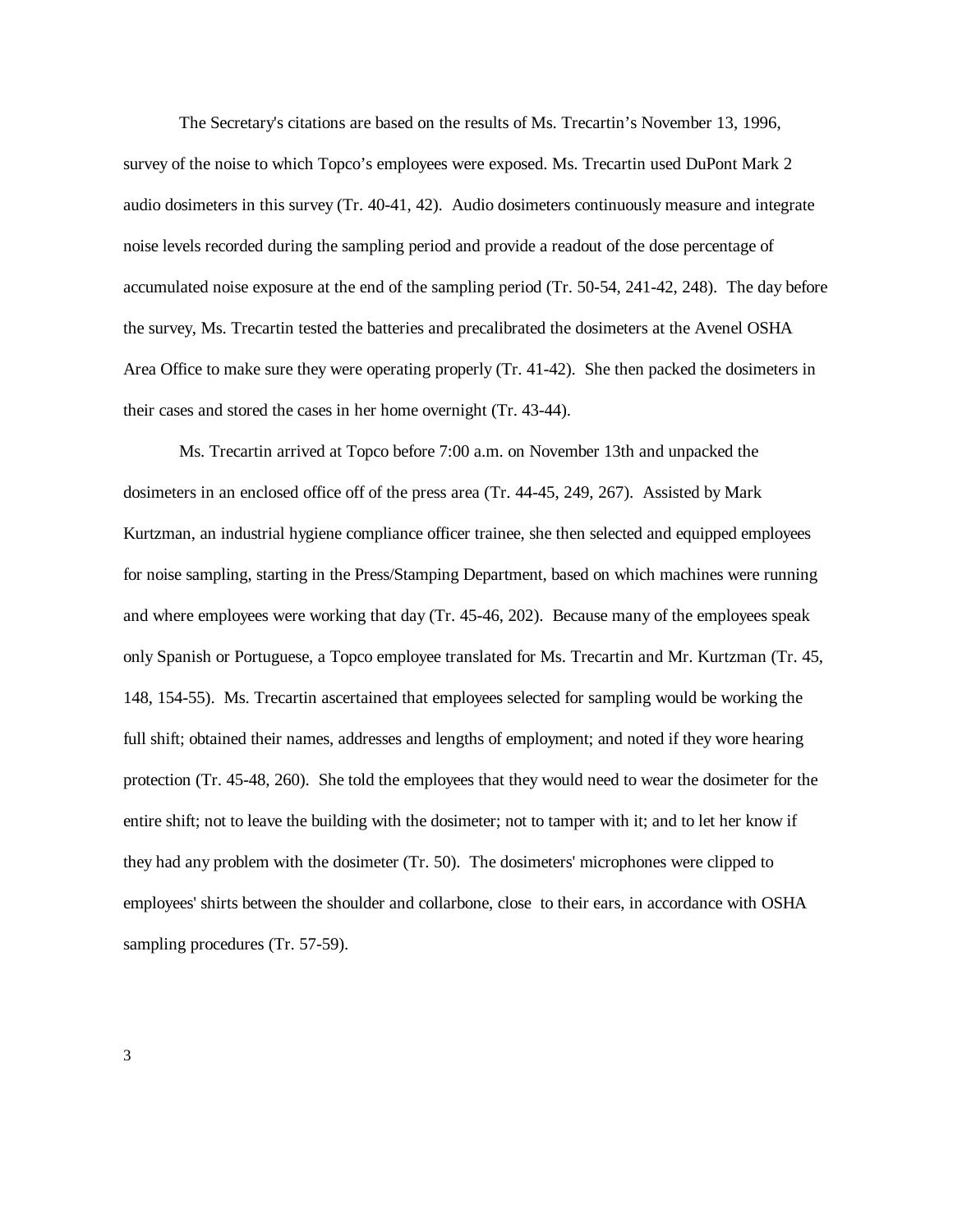The Secretary's citations are based on the results of Ms. Trecartin's November 13, 1996, survey of the noise to which Topco's employees were exposed. Ms. Trecartin used DuPont Mark 2 audio dosimeters in this survey (Tr. 40-41, 42). Audio dosimeters continuously measure and integrate noise levels recorded during the sampling period and provide a readout of the dose percentage of accumulated noise exposure at the end of the sampling period (Tr. 50-54, 241-42, 248). The day before the survey, Ms. Trecartin tested the batteries and precalibrated the dosimeters at the Avenel OSHA Area Office to make sure they were operating properly (Tr. 41-42). She then packed the dosimeters in their cases and stored the cases in her home overnight (Tr. 43-44).

Ms. Trecartin arrived at Topco before 7:00 a.m. on November 13th and unpacked the dosimeters in an enclosed office off of the press area (Tr. 44-45, 249, 267). Assisted by Mark Kurtzman, an industrial hygiene compliance officer trainee, she then selected and equipped employees for noise sampling, starting in the Press/Stamping Department, based on which machines were running and where employees were working that day (Tr. 45-46, 202). Because many of the employees speak only Spanish or Portuguese, a Topco employee translated for Ms. Trecartin and Mr. Kurtzman (Tr. 45, 148, 154-55). Ms. Trecartin ascertained that employees selected for sampling would be working the full shift; obtained their names, addresses and lengths of employment; and noted if they wore hearing protection (Tr. 45-48, 260). She told the employees that they would need to wear the dosimeter for the entire shift; not to leave the building with the dosimeter; not to tamper with it; and to let her know if they had any problem with the dosimeter (Tr. 50). The dosimeters' microphones were clipped to employees' shirts between the shoulder and collarbone, close to their ears, in accordance with OSHA sampling procedures (Tr. 57-59).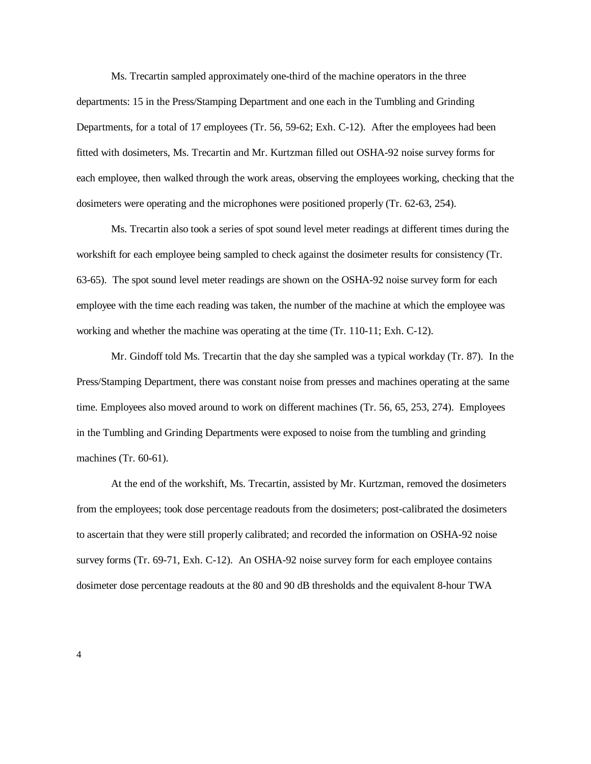Ms. Trecartin sampled approximately one-third of the machine operators in the three departments: 15 in the Press/Stamping Department and one each in the Tumbling and Grinding Departments, for a total of 17 employees (Tr. 56, 59-62; Exh. C-12). After the employees had been fitted with dosimeters, Ms. Trecartin and Mr. Kurtzman filled out OSHA-92 noise survey forms for each employee, then walked through the work areas, observing the employees working, checking that the dosimeters were operating and the microphones were positioned properly (Tr. 62-63, 254).

Ms. Trecartin also took a series of spot sound level meter readings at different times during the workshift for each employee being sampled to check against the dosimeter results for consistency (Tr. 63-65). The spot sound level meter readings are shown on the OSHA-92 noise survey form for each employee with the time each reading was taken, the number of the machine at which the employee was working and whether the machine was operating at the time (Tr. 110-11; Exh. C-12).

Mr. Gindoff told Ms. Trecartin that the day she sampled was a typical workday (Tr. 87). In the Press/Stamping Department, there was constant noise from presses and machines operating at the same time. Employees also moved around to work on different machines (Tr. 56, 65, 253, 274). Employees in the Tumbling and Grinding Departments were exposed to noise from the tumbling and grinding machines (Tr. 60-61).

At the end of the workshift, Ms. Trecartin, assisted by Mr. Kurtzman, removed the dosimeters from the employees; took dose percentage readouts from the dosimeters; post-calibrated the dosimeters to ascertain that they were still properly calibrated; and recorded the information on OSHA-92 noise survey forms (Tr. 69-71, Exh. C-12). An OSHA-92 noise survey form for each employee contains dosimeter dose percentage readouts at the 80 and 90 dB thresholds and the equivalent 8-hour TWA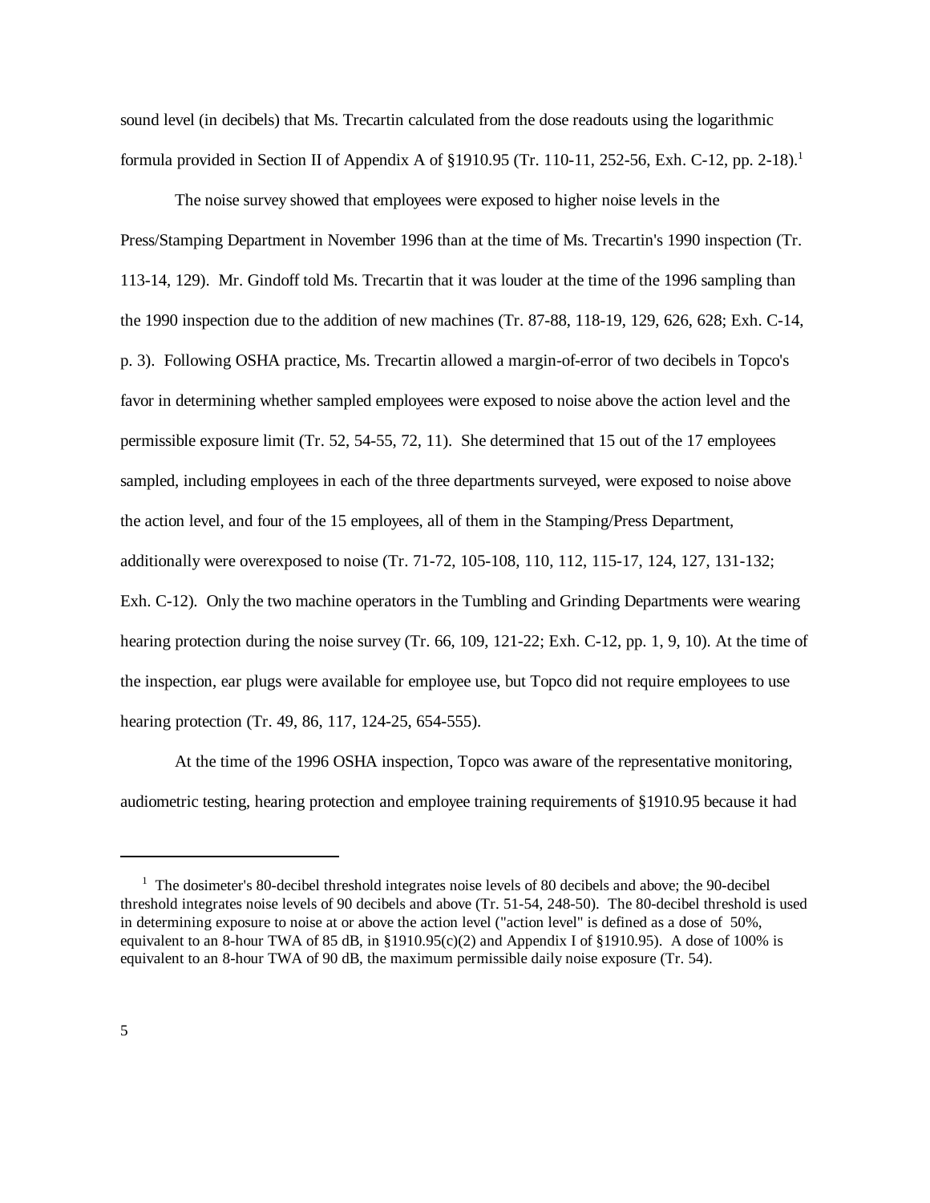sound level (in decibels) that Ms. Trecartin calculated from the dose readouts using the logarithmic formula provided in Section II of Appendix A of §1910.95 (Tr. 110-11, 252-56, Exh. C-12, pp. 2-18).[1]

The noise survey showed that employees were exposed to higher noise levels in the Press/Stamping Department in November 1996 than at the time of Ms. Trecartin's 1990 inspection (Tr. 113-14, 129). Mr. Gindoff told Ms. Trecartin that it was louder at the time of the 1996 sampling than the 1990 inspection due to the addition of new machines (Tr. 87-88, 118-19, 129, 626, 628; Exh. C-14, p. 3). Following OSHA practice, Ms. Trecartin allowed a margin-of-error of two decibels in Topco's favor in determining whether sampled employees were exposed to noise above the action level and the permissible exposure limit (Tr. 52, 54-55, 72, 11). She determined that 15 out of the 17 employees sampled, including employees in each of the three departments surveyed, were exposed to noise above the action level, and four of the 15 employees, all of them in the Stamping/Press Department, additionally were overexposed to noise (Tr. 71-72, 105-108, 110, 112, 115-17, 124, 127, 131-132; Exh. C-12). Only the two machine operators in the Tumbling and Grinding Departments were wearing hearing protection during the noise survey (Tr. 66, 109, 121-22; Exh. C-12, pp. 1, 9, 10). At the time of the inspection, ear plugs were available for employee use, but Topco did not require employees to use hearing protection (Tr. 49, 86, 117, 124-25, 654-555).

At the time of the 1996 OSHA inspection, Topco was aware of the representative monitoring, audiometric testing, hearing protection and employee training requirements of §1910.95 because it had

---

[1] The dosimeter's 80-decibel threshold integrates noise levels of 80 decibels and above; the 90-decibel threshold integrates noise levels of 90 decibels and above (Tr. 51-54, 248-50). The 80-decibel threshold is used in determining exposure to noise at or above the action level ("action level" is defined as a dose of 50%, equivalent to an 8-hour TWA of 85 dB, in §1910.95(c)(2) and Appendix I of §1910.95). A dose of 100% is equivalent to an 8-hour TWA of 90 dB, the maximum permissible daily noise exposure (Tr. 54).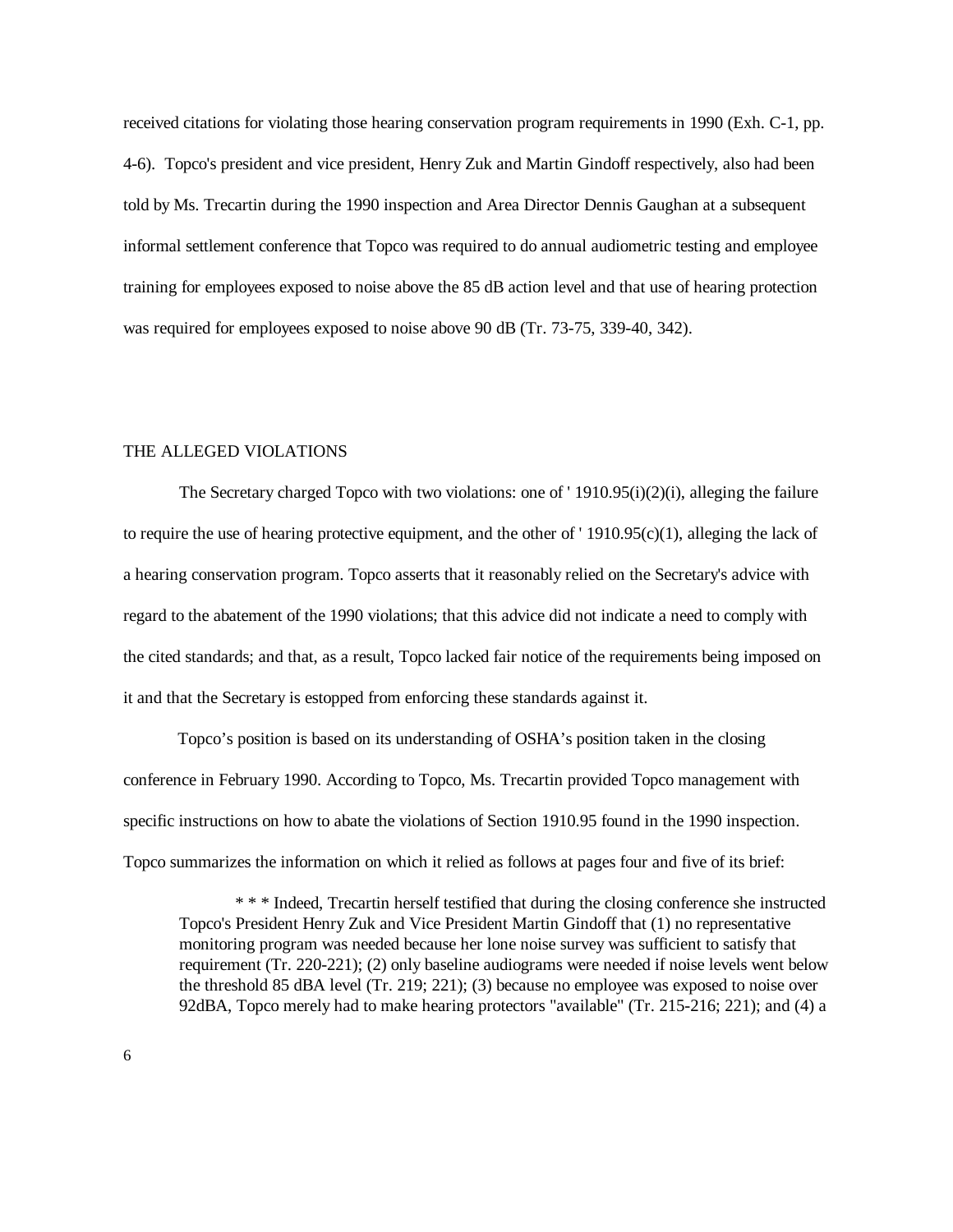received citations for violating those hearing conservation program requirements in 1990 (Exh. C-1, pp. 4-6). Topco's president and vice president, Henry Zuk and Martin Gindoff respectively, also had been told by Ms. Trecartin during the 1990 inspection and Area Director Dennis Gaughan at a subsequent informal settlement conference that Topco was required to do annual audiometric testing and employee training for employees exposed to noise above the 85 dB action level and that use of hearing protection was required for employees exposed to noise above 90 dB (Tr. 73-75, 339-40, 342).

## THE ALLEGED VIOLATIONS

The Secretary charged Topco with two violations: one of ' 1910.95(i)(2)(i), alleging the failure to require the use of hearing protective equipment, and the other of ' 1910.95(c)(1), alleging the lack of a hearing conservation program. Topco asserts that it reasonably relied on the Secretary's advice with regard to the abatement of the 1990 violations; that this advice did not indicate a need to comply with the cited standards; and that, as a result, Topco lacked fair notice of the requirements being imposed on it and that the Secretary is estopped from enforcing these standards against it.

Topco's position is based on its understanding of OSHA's position taken in the closing conference in February 1990. According to Topco, Ms. Trecartin provided Topco management with specific instructions on how to abate the violations of Section 1910.95 found in the 1990 inspection. Topco summarizes the information on which it relied as follows at pages four and five of its brief:

> * * * Indeed, Trecartin herself testified that during the closing conference she instructed Topco's President Henry Zuk and Vice President Martin Gindoff that (1) no representative monitoring program was needed because her lone noise survey was sufficient to satisfy that requirement (Tr. 220-221); (2) only baseline audiograms were needed if noise levels went below the threshold 85 dBA level (Tr. 219; 221); (3) because no employee was exposed to noise over 92dBA, Topco merely had to make hearing protectors "available" (Tr. 215-216; 221); and (4) a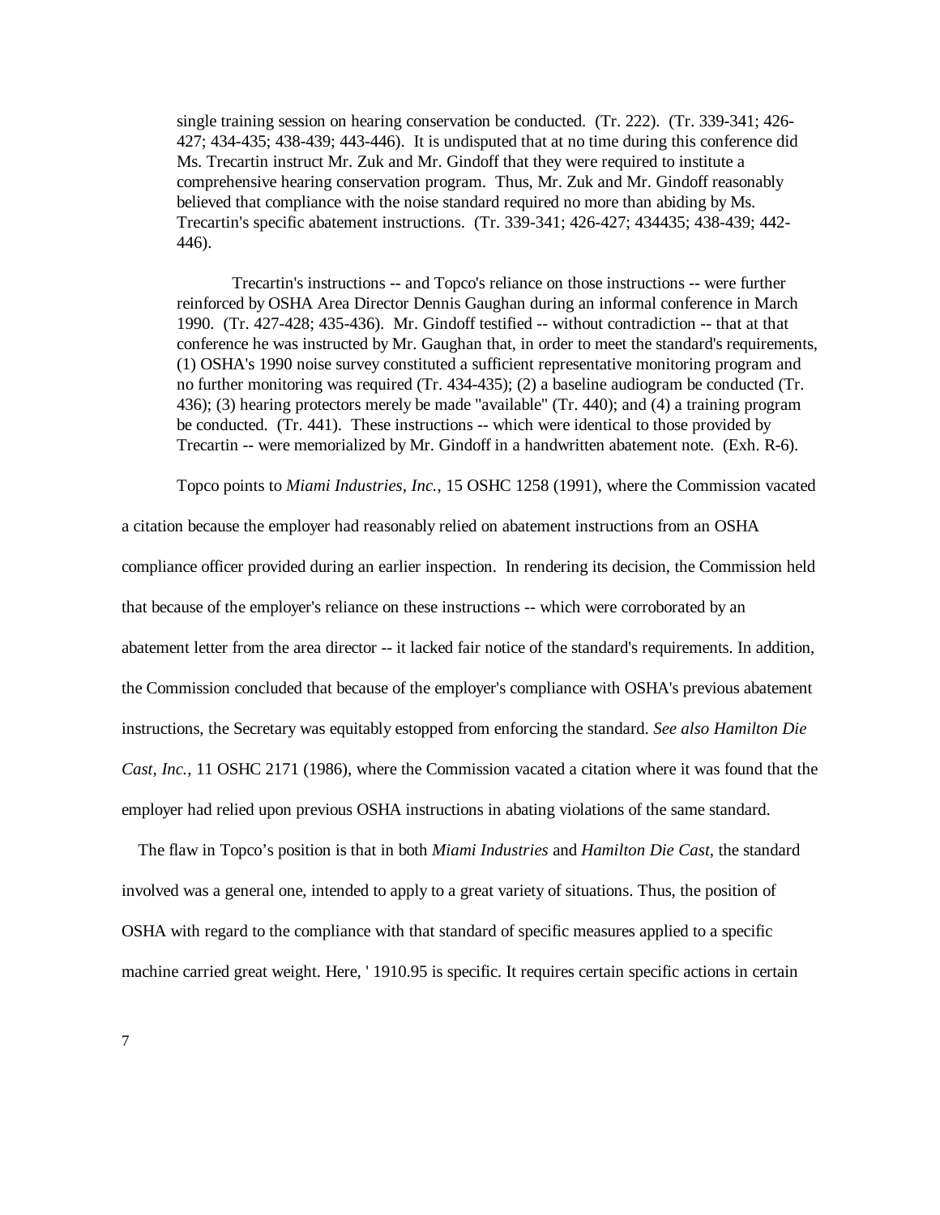single training session on hearing conservation be conducted. (Tr. 222). (Tr. 339-341; 426-427; 434-435; 438-439; 443-446). It is undisputed that at no time during this conference did Ms. Trecartin instruct Mr. Zuk and Mr. Gindoff that they were required to institute a comprehensive hearing conservation program. Thus, Mr. Zuk and Mr. Gindoff reasonably believed that compliance with the noise standard required no more than abiding by Ms. Trecartin's specific abatement instructions. (Tr. 339-341; 426-427; 434435; 438-439; 442-446).

> Trecartin's instructions -- and Topco's reliance on those instructions -- were further reinforced by OSHA Area Director Dennis Gaughan during an informal conference in March 1990. (Tr. 427-428; 435-436). Mr. Gindoff testified -- without contradiction -- that at that conference he was instructed by Mr. Gaughan that, in order to meet the standard's requirements, (1) OSHA's 1990 noise survey constituted a sufficient representative monitoring program and no further monitoring was required (Tr. 434-435); (2) a baseline audiogram be conducted (Tr. 436); (3) hearing protectors merely be made "available" (Tr. 440); and (4) a training program be conducted. (Tr. 441). These instructions -- which were identical to those provided by Trecartin -- were memorialized by Mr. Gindoff in a handwritten abatement note. (Exh. R-6).

Topco points to *Miami Industries, Inc.*, 15 OSHC 1258 (1991), where the Commission vacated a citation because the employer had reasonably relied on abatement instructions from an OSHA compliance officer provided during an earlier inspection. In rendering its decision, the Commission held that because of the employer's reliance on these instructions -- which were corroborated by an abatement letter from the area director -- it lacked fair notice of the standard's requirements. In addition, the Commission concluded that because of the employer's compliance with OSHA's previous abatement instructions, the Secretary was equitably estopped from enforcing the standard. *See also Hamilton Die Cast, Inc.*, 11 OSHC 2171 (1986), where the Commission vacated a citation where it was found that the employer had relied upon previous OSHA instructions in abating violations of the same standard.

The flaw in Topco's position is that in both *Miami Industries* and *Hamilton Die Cast*, the standard involved was a general one, intended to apply to a great variety of situations. Thus, the position of OSHA with regard to the compliance with that standard of specific measures applied to a specific machine carried great weight. Here, ' 1910.95 is specific. It requires certain specific actions in certain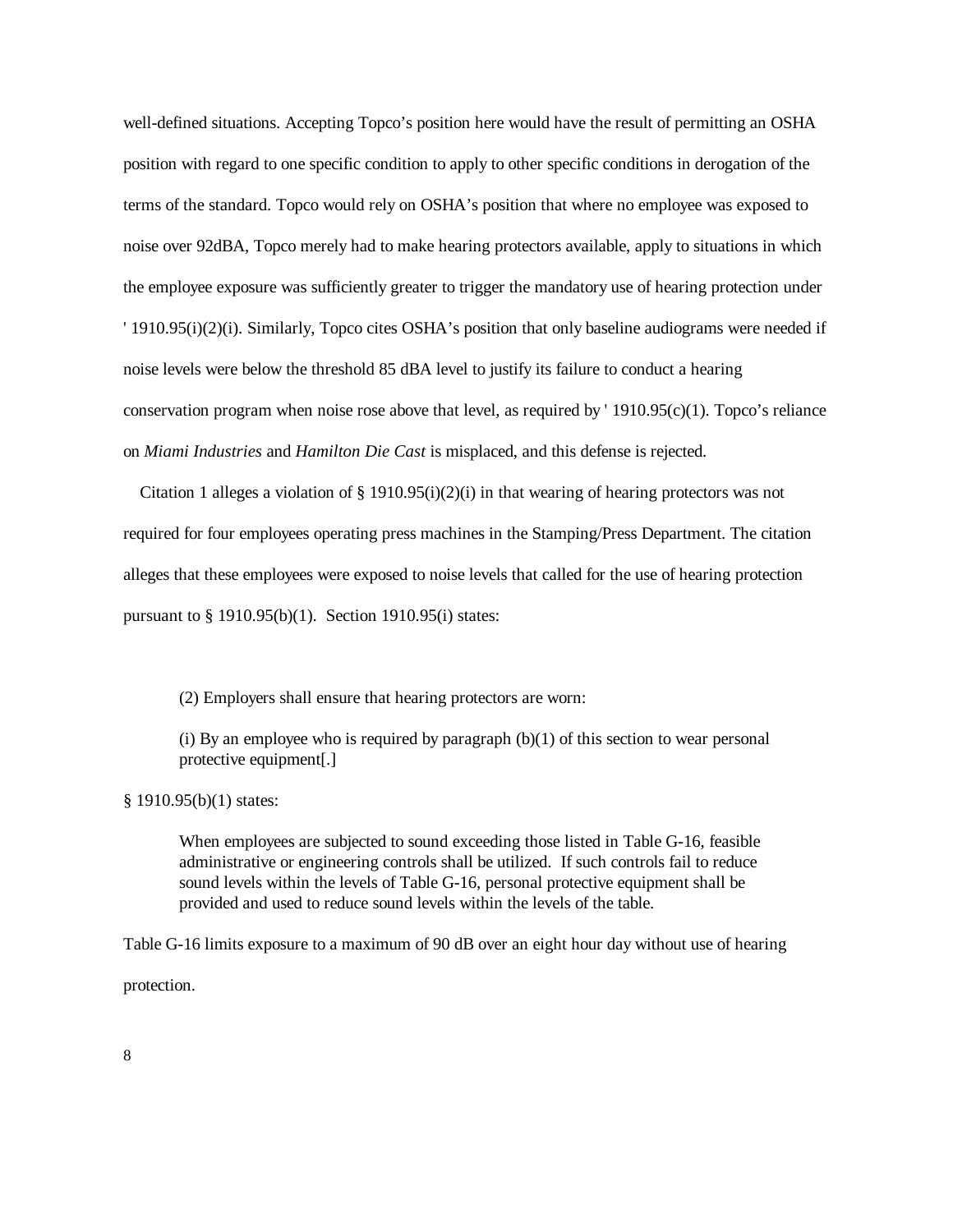well-defined situations. Accepting Topco's position here would have the result of permitting an OSHA position with regard to one specific condition to apply to other specific conditions in derogation of the terms of the standard. Topco would rely on OSHA's position that where no employee was exposed to noise over 92dBA, Topco merely had to make hearing protectors available, apply to situations in which the employee exposure was sufficiently greater to trigger the mandatory use of hearing protection under ' 1910.95(i)(2)(i). Similarly, Topco cites OSHA's position that only baseline audiograms were needed if noise levels were below the threshold 85 dBA level to justify its failure to conduct a hearing conservation program when noise rose above that level, as required by ' 1910.95(c)(1). Topco's reliance on *Miami Industries* and *Hamilton Die Cast* is misplaced, and this defense is rejected.

Citation 1 alleges a violation of § 1910.95(i)(2)(i) in that wearing of hearing protectors was not required for four employees operating press machines in the Stamping/Press Department. The citation alleges that these employees were exposed to noise levels that called for the use of hearing protection pursuant to § 1910.95(b)(1). Section 1910.95(i) states:

> (2) Employers shall ensure that hearing protectors are worn:
>
> (i) By an employee who is required by paragraph (b)(1) of this section to wear personal protective equipment[.]

§ 1910.95(b)(1) states:

> When employees are subjected to sound exceeding those listed in Table G-16, feasible administrative or engineering controls shall be utilized. If such controls fail to reduce sound levels within the levels of Table G-16, personal protective equipment shall be provided and used to reduce sound levels within the levels of the table.

Table G-16 limits exposure to a maximum of 90 dB over an eight hour day without use of hearing protection.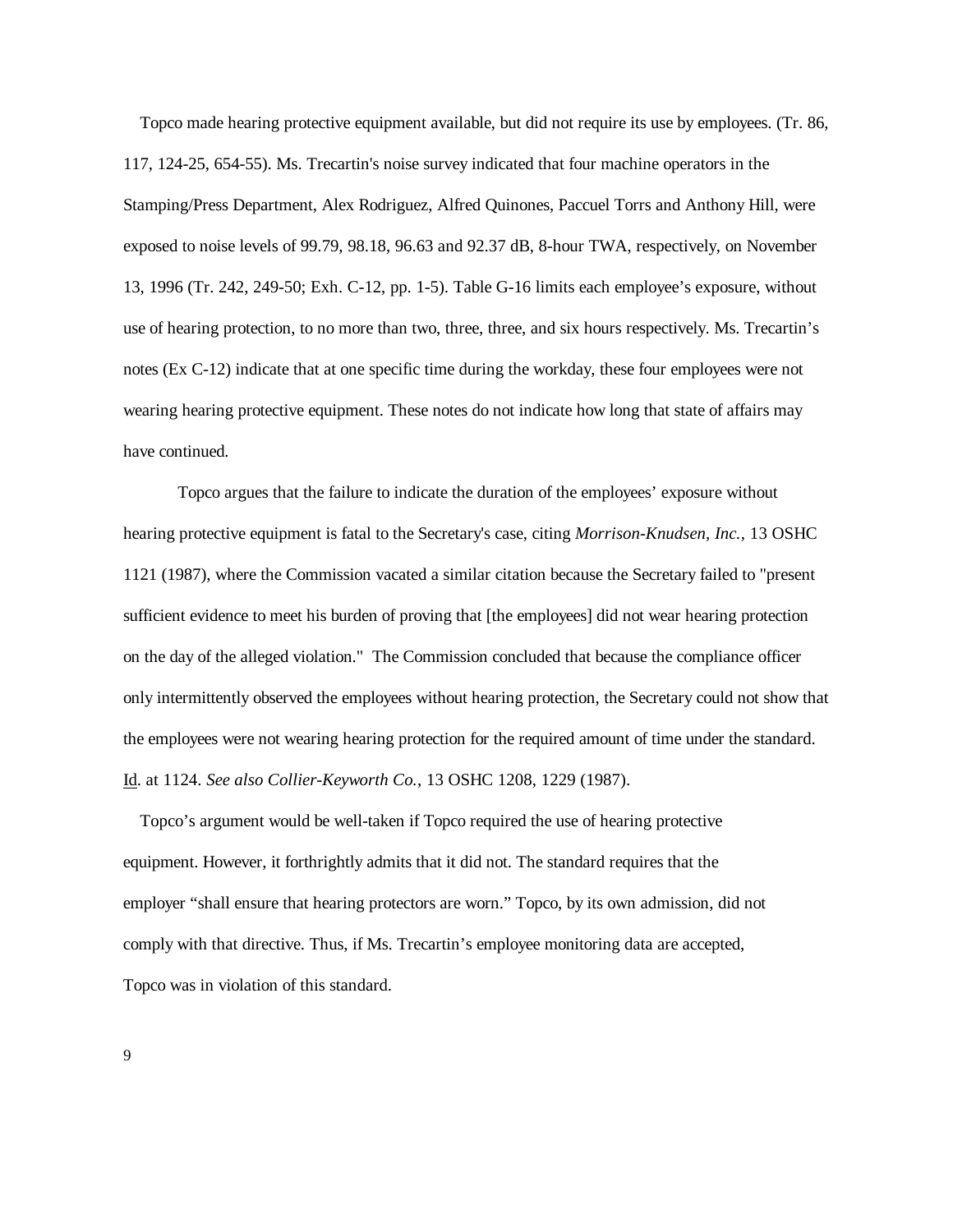Topco made hearing protective equipment available, but did not require its use by employees. (Tr. 86, 117, 124-25, 654-55). Ms. Trecartin's noise survey indicated that four machine operators in the Stamping/Press Department, Alex Rodriguez, Alfred Quinones, Paccuel Torrs and Anthony Hill, were exposed to noise levels of 99.79, 98.18, 96.63 and 92.37 dB, 8-hour TWA, respectively, on November 13, 1996 (Tr. 242, 249-50; Exh. C-12, pp. 1-5). Table G-16 limits each employee's exposure, without use of hearing protection, to no more than two, three, three, and six hours respectively. Ms. Trecartin's notes (Ex C-12) indicate that at one specific time during the workday, these four employees were not wearing hearing protective equipment. These notes do not indicate how long that state of affairs may have continued.

Topco argues that the failure to indicate the duration of the employees' exposure without hearing protective equipment is fatal to the Secretary's case, citing *Morrison-Knudsen, Inc.*, 13 OSHC 1121 (1987), where the Commission vacated a similar citation because the Secretary failed to "present sufficient evidence to meet his burden of proving that [the employees] did not wear hearing protection on the day of the alleged violation." The Commission concluded that because the compliance officer only intermittently observed the employees without hearing protection, the Secretary could not show that the employees were not wearing hearing protection for the required amount of time under the standard. Id. at 1124. *See also Collier-Keyworth Co.*, 13 OSHC 1208, 1229 (1987).

Topco's argument would be well-taken if Topco required the use of hearing protective equipment. However, it forthrightly admits that it did not. The standard requires that the employer "shall ensure that hearing protectors are worn." Topco, by its own admission, did not comply with that directive. Thus, if Ms. Trecartin's employee monitoring data are accepted, Topco was in violation of this standard.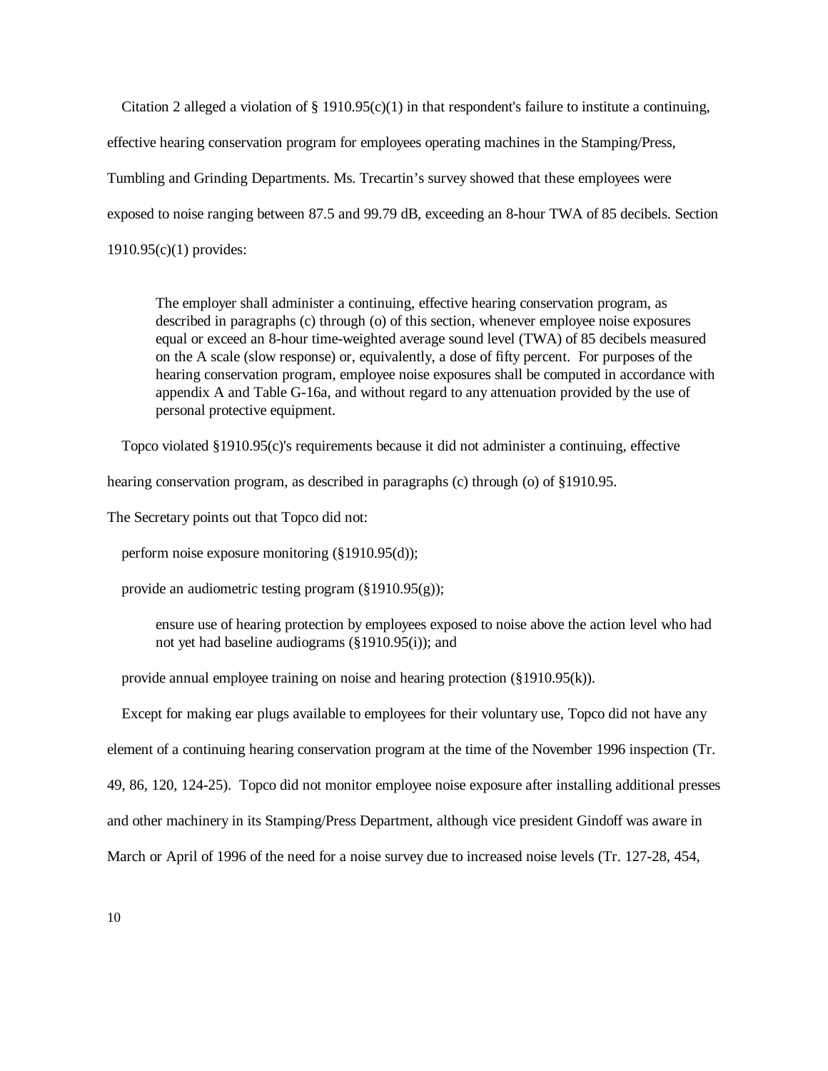Citation 2 alleged a violation of § 1910.95(c)(1) in that respondent's failure to institute a continuing, effective hearing conservation program for employees operating machines in the Stamping/Press, Tumbling and Grinding Departments. Ms. Trecartin's survey showed that these employees were exposed to noise ranging between 87.5 and 99.79 dB, exceeding an 8-hour TWA of 85 decibels. Section 1910.95(c)(1) provides:

> The employer shall administer a continuing, effective hearing conservation program, as described in paragraphs (c) through (o) of this section, whenever employee noise exposures equal or exceed an 8-hour time-weighted average sound level (TWA) of 85 decibels measured on the A scale (slow response) or, equivalently, a dose of fifty percent. For purposes of the hearing conservation program, employee noise exposures shall be computed in accordance with appendix A and Table G-16a, and without regard to any attenuation provided by the use of personal protective equipment.

Topco violated §1910.95(c)'s requirements because it did not administer a continuing, effective hearing conservation program, as described in paragraphs (c) through (o) of §1910.95.

The Secretary points out that Topco did not:

perform noise exposure monitoring (§1910.95(d));

provide an audiometric testing program (§1910.95(g));

> ensure use of hearing protection by employees exposed to noise above the action level who had not yet had baseline audiograms (§1910.95(i)); and

provide annual employee training on noise and hearing protection (§1910.95(k)).

Except for making ear plugs available to employees for their voluntary use, Topco did not have any element of a continuing hearing conservation program at the time of the November 1996 inspection (Tr. 49, 86, 120, 124-25). Topco did not monitor employee noise exposure after installing additional presses and other machinery in its Stamping/Press Department, although vice president Gindoff was aware in March or April of 1996 of the need for a noise survey due to increased noise levels (Tr. 127-28, 454,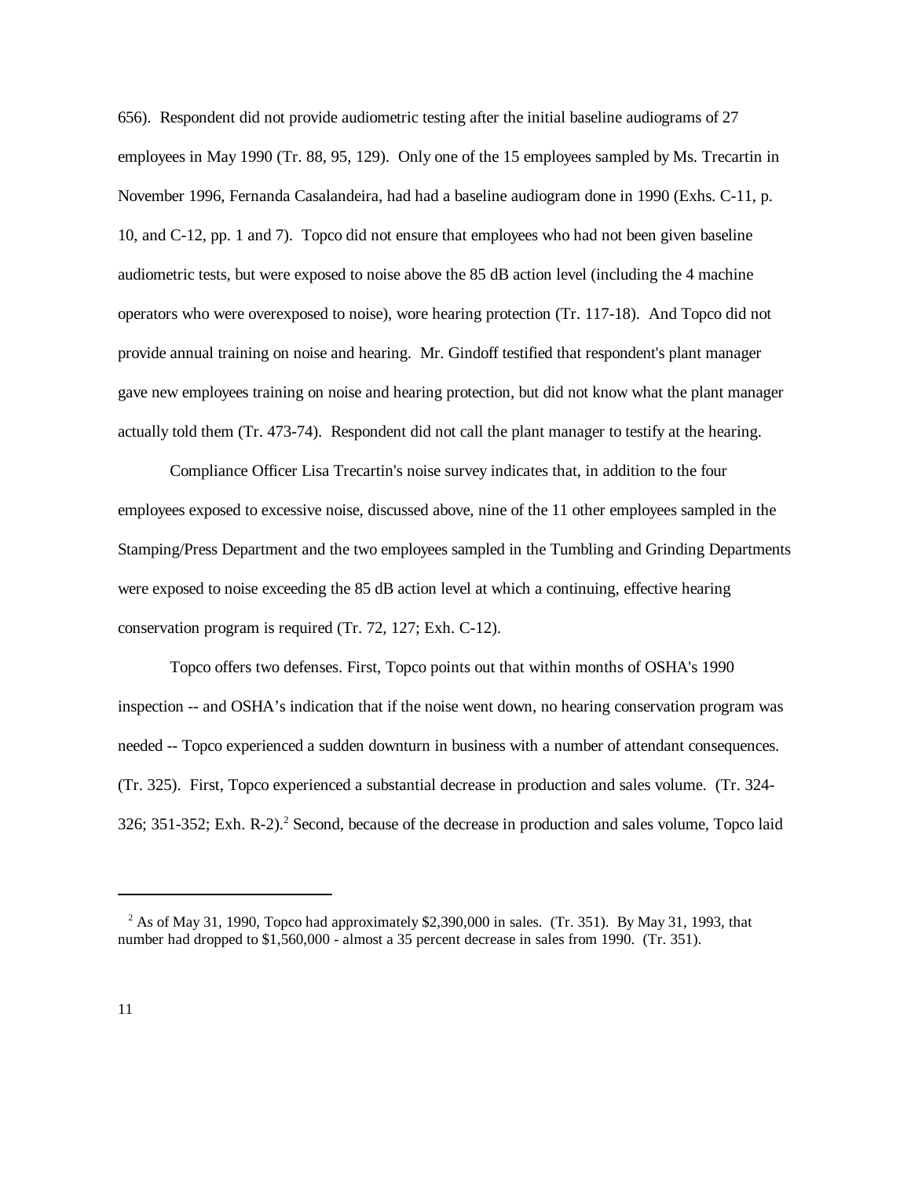656). Respondent did not provide audiometric testing after the initial baseline audiograms of 27 employees in May 1990 (Tr. 88, 95, 129). Only one of the 15 employees sampled by Ms. Trecartin in November 1996, Fernanda Casalandeira, had had a baseline audiogram done in 1990 (Exhs. C-11, p. 10, and C-12, pp. 1 and 7). Topco did not ensure that employees who had not been given baseline audiometric tests, but were exposed to noise above the 85 dB action level (including the 4 machine operators who were overexposed to noise), wore hearing protection (Tr. 117-18). And Topco did not provide annual training on noise and hearing. Mr. Gindoff testified that respondent's plant manager gave new employees training on noise and hearing protection, but did not know what the plant manager actually told them (Tr. 473-74). Respondent did not call the plant manager to testify at the hearing.

Compliance Officer Lisa Trecartin's noise survey indicates that, in addition to the four employees exposed to excessive noise, discussed above, nine of the 11 other employees sampled in the Stamping/Press Department and the two employees sampled in the Tumbling and Grinding Departments were exposed to noise exceeding the 85 dB action level at which a continuing, effective hearing conservation program is required (Tr. 72, 127; Exh. C-12).

Topco offers two defenses. First, Topco points out that within months of OSHA's 1990 inspection -- and OSHA's indication that if the noise went down, no hearing conservation program was needed -- Topco experienced a sudden downturn in business with a number of attendant consequences. (Tr. 325). First, Topco experienced a substantial decrease in production and sales volume. (Tr. 324-326; 351-352; Exh. R-2).[2] Second, because of the decrease in production and sales volume, Topco laid

---

[2] As of May 31, 1990, Topco had approximately $2,390,000 in sales. (Tr. 351). By May 31, 1993, that number had dropped to $1,560,000 - almost a 35 percent decrease in sales from 1990. (Tr. 351).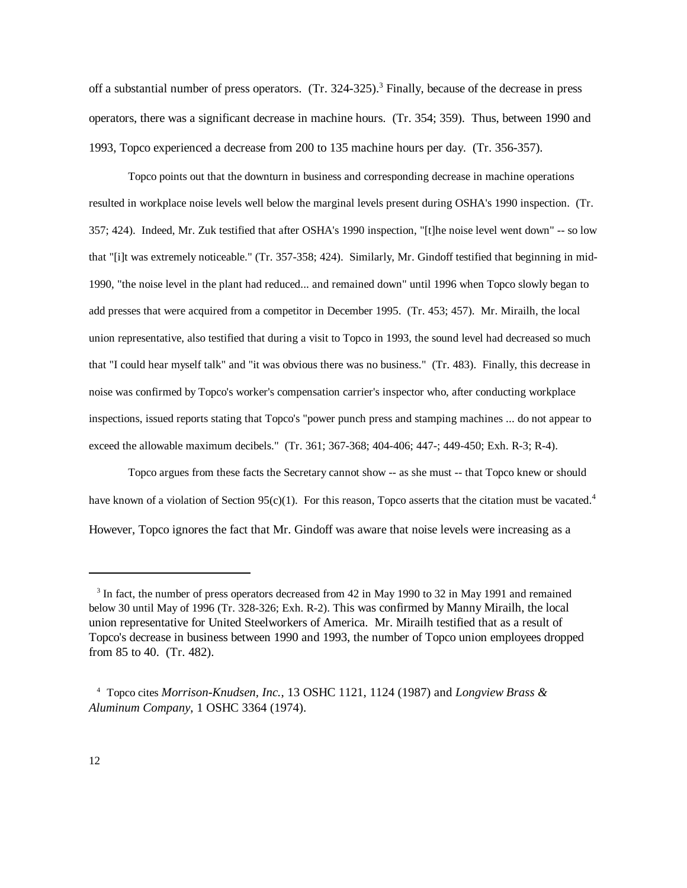off a substantial number of press operators. (Tr. 324-325).[3] Finally, because of the decrease in press operators, there was a significant decrease in machine hours. (Tr. 354; 359). Thus, between 1990 and 1993, Topco experienced a decrease from 200 to 135 machine hours per day. (Tr. 356-357).

Topco points out that the downturn in business and corresponding decrease in machine operations resulted in workplace noise levels well below the marginal levels present during OSHA's 1990 inspection. (Tr. 357; 424). Indeed, Mr. Zuk testified that after OSHA's 1990 inspection, "[t]he noise level went down" -- so low that "[i]t was extremely noticeable." (Tr. 357-358; 424). Similarly, Mr. Gindoff testified that beginning in mid-1990, "the noise level in the plant had reduced... and remained down" until 1996 when Topco slowly began to add presses that were acquired from a competitor in December 1995. (Tr. 453; 457). Mr. Miraílh, the local union representative, also testified that during a visit to Topco in 1993, the sound level had decreased so much that "I could hear myself talk" and "it was obvious there was no business." (Tr. 483). Finally, this decrease in noise was confirmed by Topco's worker's compensation carrier's inspector who, after conducting workplace inspections, issued reports stating that Topco's "power punch press and stamping machines ... do not appear to exceed the allowable maximum decibels." (Tr. 361; 367-368; 404-406; 447-; 449-450; Exh. R-3; R-4).

Topco argues from these facts the Secretary cannot show -- as she must -- that Topco knew or should have known of a violation of Section 95(c)(1). For this reason, Topco asserts that the citation must be vacated.[4] However, Topco ignores the fact that Mr. Gindoff was aware that noise levels were increasing as a

---

[3] In fact, the number of press operators decreased from 42 in May 1990 to 32 in May 1991 and remained below 30 until May of 1996 (Tr. 328-326; Exh. R-2). This was confirmed by Manny Miraílh, the local union representative for United Steelworkers of America. Mr. Miraílh testified that as a result of Topco's decrease in business between 1990 and 1993, the number of Topco union employees dropped from 85 to 40. (Tr. 482).

[4] Topco cites *Morrison-Knudsen, Inc.*, 13 OSHC 1121, 1124 (1987) and *Longview Brass & Aluminum Company*, 1 OSHC 3364 (1974).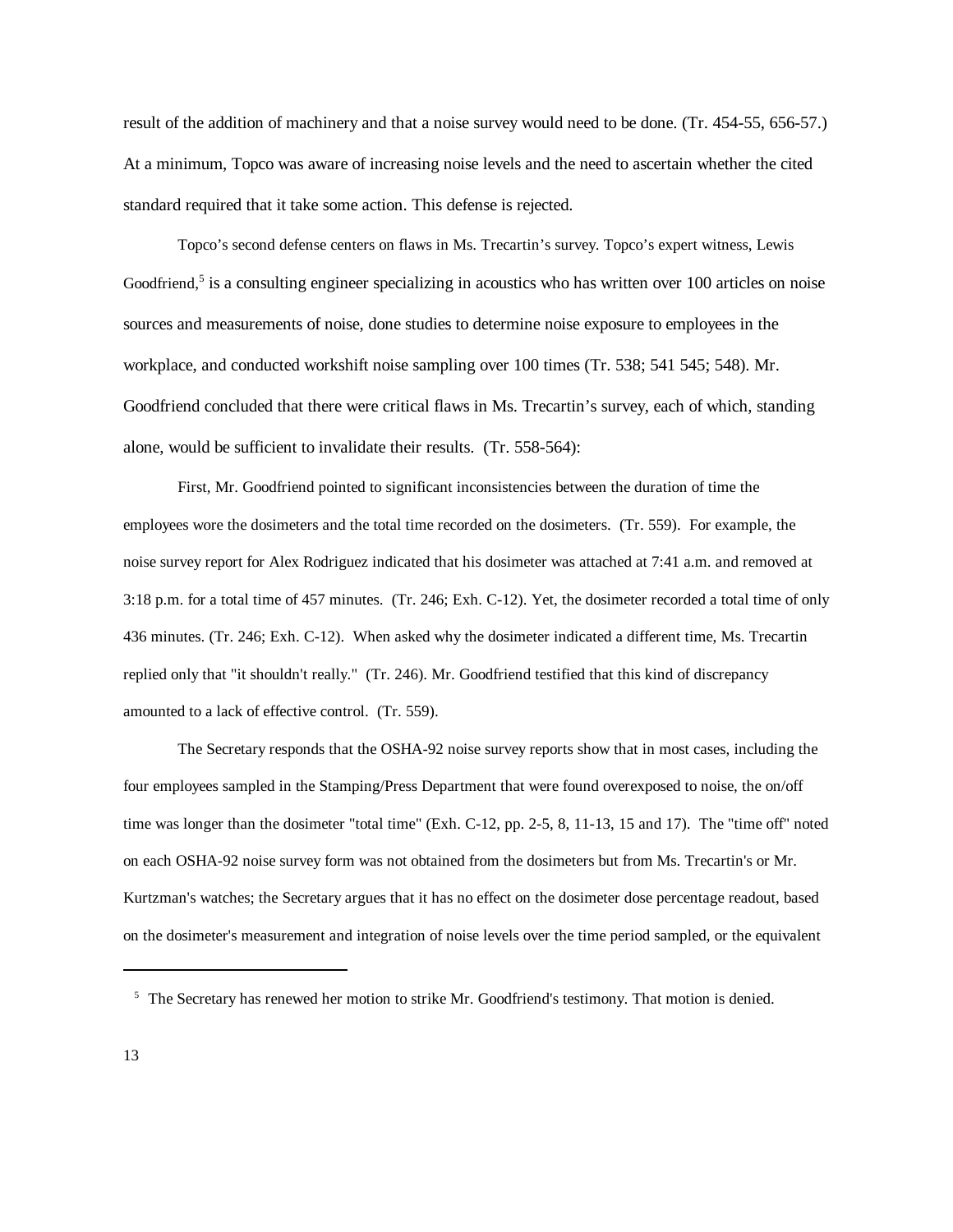result of the addition of machinery and that a noise survey would need to be done. (Tr. 454-55, 656-57.) At a minimum, Topco was aware of increasing noise levels and the need to ascertain whether the cited standard required that it take some action. This defense is rejected.

Topco's second defense centers on flaws in Ms. Trecartin's survey. Topco's expert witness, Lewis Goodfriend,[5] is a consulting engineer specializing in acoustics who has written over 100 articles on noise sources and measurements of noise, done studies to determine noise exposure to employees in the workplace, and conducted workshift noise sampling over 100 times (Tr. 538; 541 545; 548). Mr. Goodfriend concluded that there were critical flaws in Ms. Trecartin's survey, each of which, standing alone, would be sufficient to invalidate their results. (Tr. 558-564):

First, Mr. Goodfriend pointed to significant inconsistencies between the duration of time the employees wore the dosimeters and the total time recorded on the dosimeters. (Tr. 559). For example, the noise survey report for Alex Rodriguez indicated that his dosimeter was attached at 7:41 a.m. and removed at 3:18 p.m. for a total time of 457 minutes. (Tr. 246; Exh. C-12). Yet, the dosimeter recorded a total time of only 436 minutes. (Tr. 246; Exh. C-12). When asked why the dosimeter indicated a different time, Ms. Trecartin replied only that "it shouldn't really." (Tr. 246). Mr. Goodfriend testified that this kind of discrepancy amounted to a lack of effective control. (Tr. 559).

The Secretary responds that the OSHA-92 noise survey reports show that in most cases, including the four employees sampled in the Stamping/Press Department that were found overexposed to noise, the on/off time was longer than the dosimeter "total time" (Exh. C-12, pp. 2-5, 8, 11-13, 15 and 17). The "time off" noted on each OSHA-92 noise survey form was not obtained from the dosimeters but from Ms. Trecartin's or Mr. Kurtzman's watches; the Secretary argues that it has no effect on the dosimeter dose percentage readout, based on the dosimeter's measurement and integration of noise levels over the time period sampled, or the equivalent

---

[5] The Secretary has renewed her motion to strike Mr. Goodfriend's testimony. That motion is denied.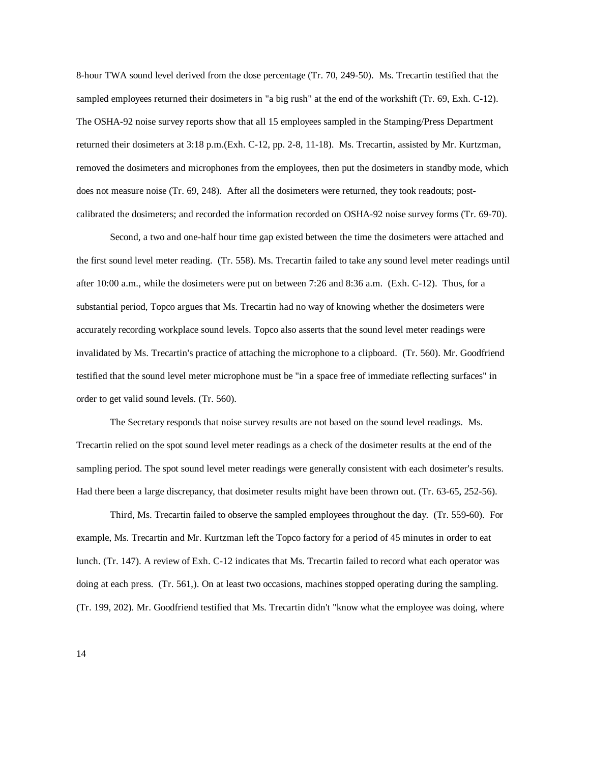8-hour TWA sound level derived from the dose percentage (Tr. 70, 249-50). Ms. Trecartin testified that the sampled employees returned their dosimeters in "a big rush" at the end of the workshift (Tr. 69, Exh. C-12). The OSHA-92 noise survey reports show that all 15 employees sampled in the Stamping/Press Department returned their dosimeters at 3:18 p.m.(Exh. C-12, pp. 2-8, 11-18). Ms. Trecartin, assisted by Mr. Kurtzman, removed the dosimeters and microphones from the employees, then put the dosimeters in standby mode, which does not measure noise (Tr. 69, 248). After all the dosimeters were returned, they took readouts; post-calibrated the dosimeters; and recorded the information recorded on OSHA-92 noise survey forms (Tr. 69-70).

Second, a two and one-half hour time gap existed between the time the dosimeters were attached and the first sound level meter reading. (Tr. 558). Ms. Trecartin failed to take any sound level meter readings until after 10:00 a.m., while the dosimeters were put on between 7:26 and 8:36 a.m. (Exh. C-12). Thus, for a substantial period, Topco argues that Ms. Trecartin had no way of knowing whether the dosimeters were accurately recording workplace sound levels. Topco also asserts that the sound level meter readings were invalidated by Ms. Trecartin's practice of attaching the microphone to a clipboard. (Tr. 560). Mr. Goodfriend testified that the sound level meter microphone must be "in a space free of immediate reflecting surfaces" in order to get valid sound levels. (Tr. 560).

The Secretary responds that noise survey results are not based on the sound level readings. Ms. Trecartin relied on the spot sound level meter readings as a check of the dosimeter results at the end of the sampling period. The spot sound level meter readings were generally consistent with each dosimeter's results. Had there been a large discrepancy, that dosimeter results might have been thrown out. (Tr. 63-65, 252-56).

Third, Ms. Trecartin failed to observe the sampled employees throughout the day. (Tr. 559-60). For example, Ms. Trecartin and Mr. Kurtzman left the Topco factory for a period of 45 minutes in order to eat lunch. (Tr. 147). A review of Exh. C-12 indicates that Ms. Trecartin failed to record what each operator was doing at each press. (Tr. 561,). On at least two occasions, machines stopped operating during the sampling. (Tr. 199, 202). Mr. Goodfriend testified that Ms. Trecartin didn't "know what the employee was doing, where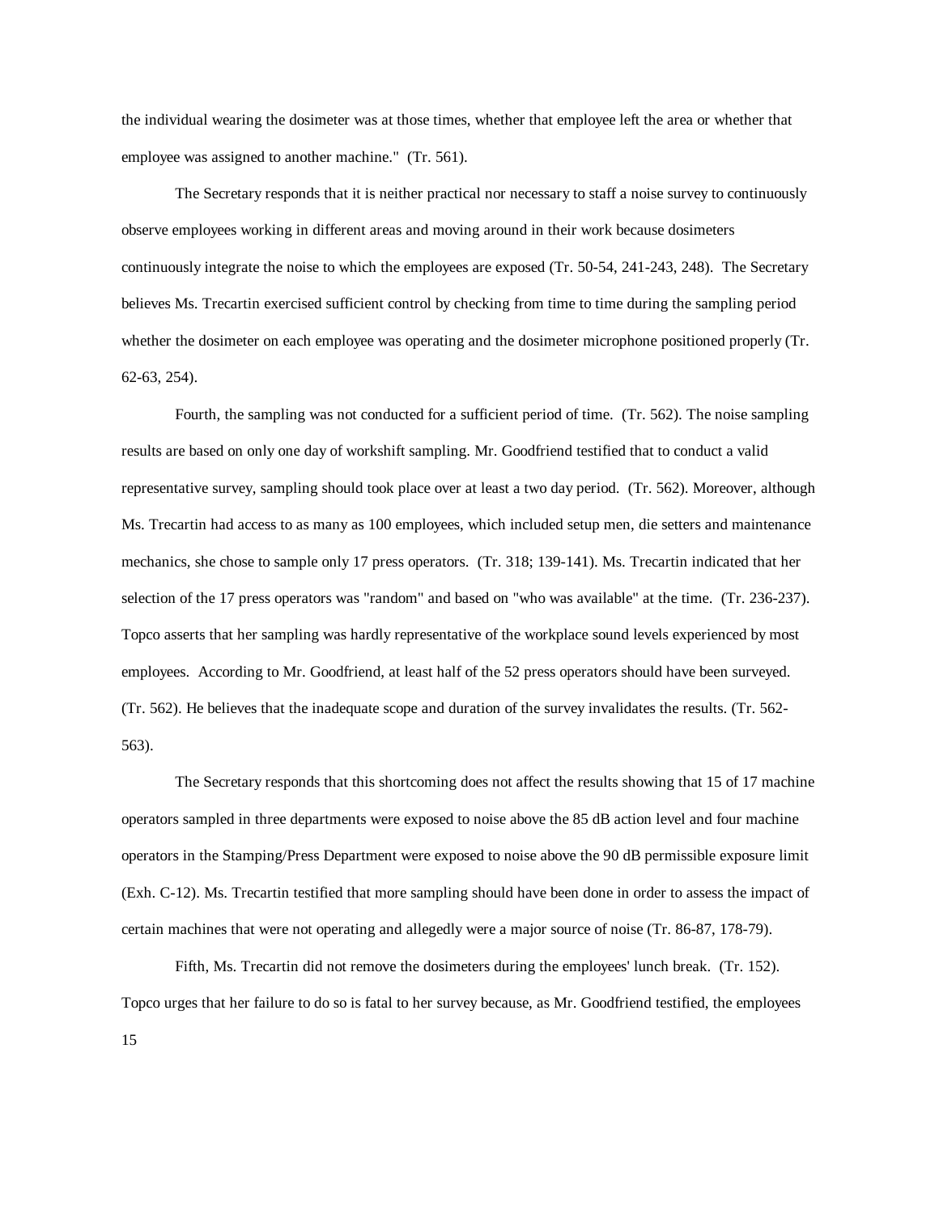the individual wearing the dosimeter was at those times, whether that employee left the area or whether that employee was assigned to another machine." (Tr. 561).

The Secretary responds that it is neither practical nor necessary to staff a noise survey to continuously observe employees working in different areas and moving around in their work because dosimeters continuously integrate the noise to which the employees are exposed (Tr. 50-54, 241-243, 248). The Secretary believes Ms. Trecartin exercised sufficient control by checking from time to time during the sampling period whether the dosimeter on each employee was operating and the dosimeter microphone positioned properly (Tr. 62-63, 254).

Fourth, the sampling was not conducted for a sufficient period of time. (Tr. 562). The noise sampling results are based on only one day of workshift sampling. Mr. Goodfriend testified that to conduct a valid representative survey, sampling should took place over at least a two day period. (Tr. 562). Moreover, although Ms. Trecartin had access to as many as 100 employees, which included setup men, die setters and maintenance mechanics, she chose to sample only 17 press operators. (Tr. 318; 139-141). Ms. Trecartin indicated that her selection of the 17 press operators was "random" and based on "who was available" at the time. (Tr. 236-237). Topco asserts that her sampling was hardly representative of the workplace sound levels experienced by most employees. According to Mr. Goodfriend, at least half of the 52 press operators should have been surveyed. (Tr. 562). He believes that the inadequate scope and duration of the survey invalidates the results. (Tr. 562-563).

The Secretary responds that this shortcoming does not affect the results showing that 15 of 17 machine operators sampled in three departments were exposed to noise above the 85 dB action level and four machine operators in the Stamping/Press Department were exposed to noise above the 90 dB permissible exposure limit (Exh. C-12). Ms. Trecartin testified that more sampling should have been done in order to assess the impact of certain machines that were not operating and allegedly were a major source of noise (Tr. 86-87, 178-79).

Fifth, Ms. Trecartin did not remove the dosimeters during the employees' lunch break. (Tr. 152). Topco urges that her failure to do so is fatal to her survey because, as Mr. Goodfriend testified, the employees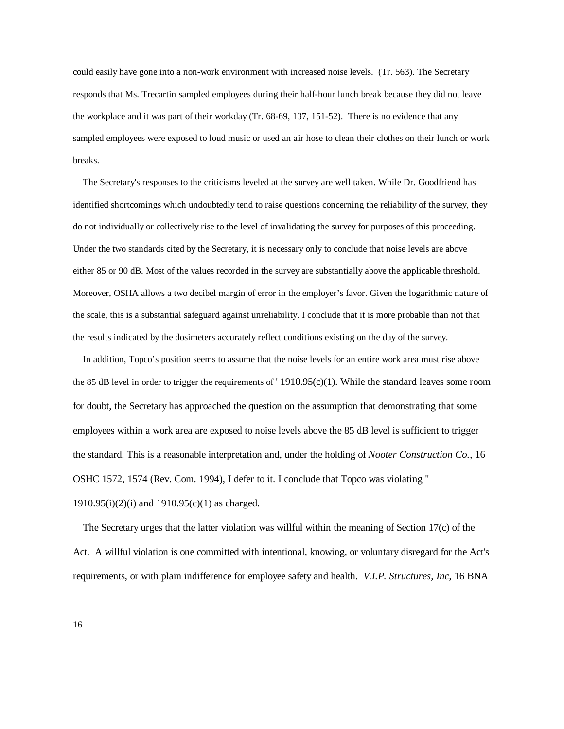could easily have gone into a non-work environment with increased noise levels. (Tr. 563). The Secretary responds that Ms. Trecartin sampled employees during their half-hour lunch break because they did not leave the workplace and it was part of their workday (Tr. 68-69, 137, 151-52). There is no evidence that any sampled employees were exposed to loud music or used an air hose to clean their clothes on their lunch or work breaks.

The Secretary's responses to the criticisms leveled at the survey are well taken. While Dr. Goodfriend has identified shortcomings which undoubtedly tend to raise questions concerning the reliability of the survey, they do not individually or collectively rise to the level of invalidating the survey for purposes of this proceeding. Under the two standards cited by the Secretary, it is necessary only to conclude that noise levels are above either 85 or 90 dB. Most of the values recorded in the survey are substantially above the applicable threshold. Moreover, OSHA allows a two decibel margin of error in the employer's favor. Given the logarithmic nature of the scale, this is a substantial safeguard against unreliability. I conclude that it is more probable than not that the results indicated by the dosimeters accurately reflect conditions existing on the day of the survey.

In addition, Topco's position seems to assume that the noise levels for an entire work area must rise above the 85 dB level in order to trigger the requirements of ' 1910.95(c)(1). While the standard leaves some room for doubt, the Secretary has approached the question on the assumption that demonstrating that some employees within a work area are exposed to noise levels above the 85 dB level is sufficient to trigger the standard. This is a reasonable interpretation and, under the holding of *Nooter Construction Co.*, 16 OSHC 1572, 1574 (Rev. Com. 1994), I defer to it. I conclude that Topco was violating " 1910.95(i)(2)(i) and 1910.95(c)(1) as charged.

The Secretary urges that the latter violation was willful within the meaning of Section 17(c) of the Act. A willful violation is one committed with intentional, knowing, or voluntary disregard for the Act's requirements, or with plain indifference for employee safety and health. *V.I.P. Structures, Inc*, 16 BNA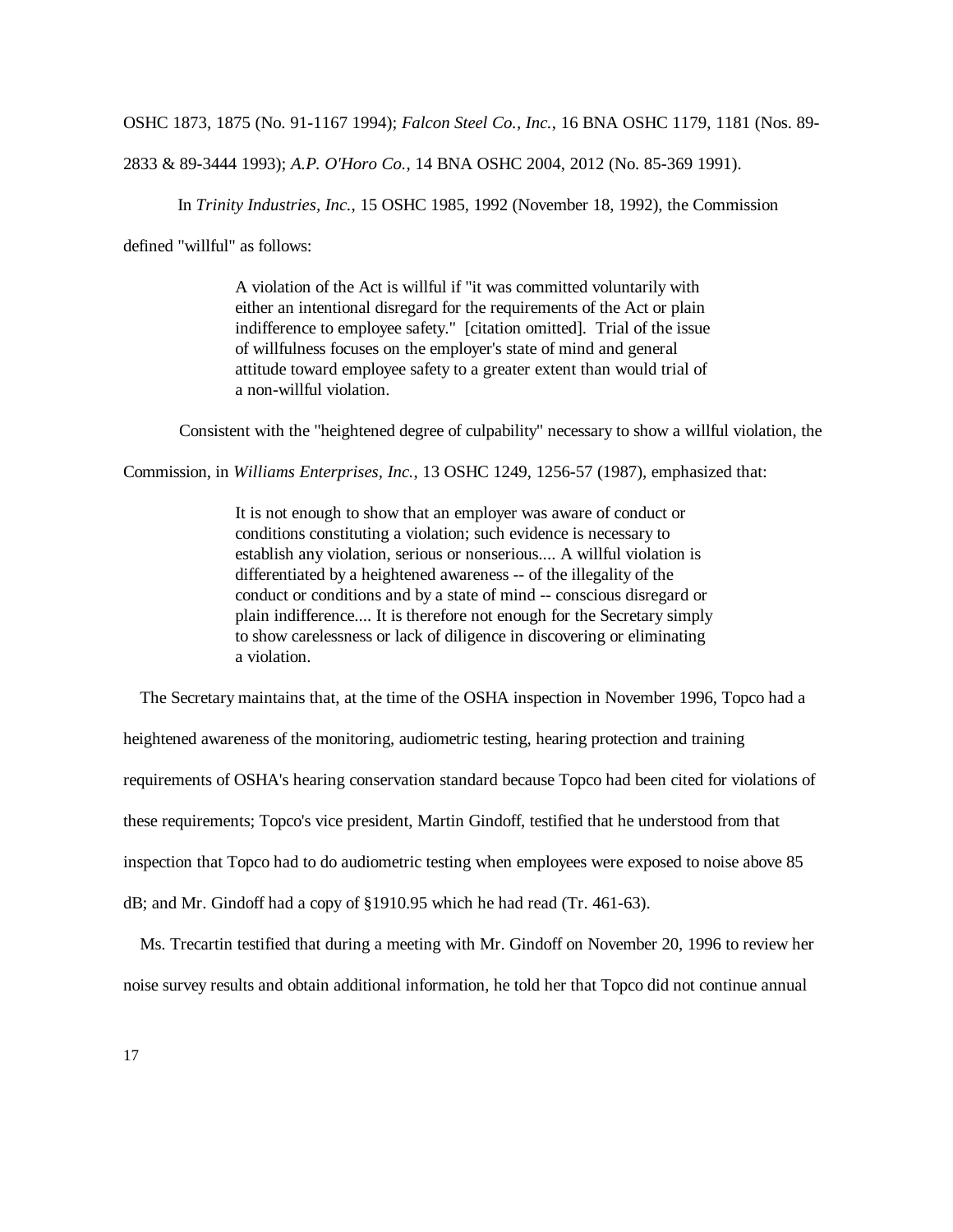OSHC 1873, 1875 (No. 91-1167 1994); *Falcon Steel Co., Inc.*, 16 BNA OSHC 1179, 1181 (Nos. 89-2833 & 89-3444 1993); *A.P. O'Horo Co.*, 14 BNA OSHC 2004, 2012 (No. 85-369 1991).

In *Trinity Industries, Inc.*, 15 OSHC 1985, 1992 (November 18, 1992), the Commission defined "willful" as follows:

> A violation of the Act is willful if "it was committed voluntarily with either an intentional disregard for the requirements of the Act or plain indifference to employee safety." [citation omitted]. Trial of the issue of willfulness focuses on the employer's state of mind and general attitude toward employee safety to a greater extent than would trial of a non-willful violation.

Consistent with the "heightened degree of culpability" necessary to show a willful violation, the Commission, in *Williams Enterprises, Inc.*, 13 OSHC 1249, 1256-57 (1987), emphasized that:

> It is not enough to show that an employer was aware of conduct or conditions constituting a violation; such evidence is necessary to establish any violation, serious or nonserious.... A willful violation is differentiated by a heightened awareness -- of the illegality of the conduct or conditions and by a state of mind -- conscious disregard or plain indifference.... It is therefore not enough for the Secretary simply to show carelessness or lack of diligence in discovering or eliminating a violation.

The Secretary maintains that, at the time of the OSHA inspection in November 1996, Topco had a heightened awareness of the monitoring, audiometric testing, hearing protection and training requirements of OSHA's hearing conservation standard because Topco had been cited for violations of these requirements; Topco's vice president, Martin Gindoff, testified that he understood from that inspection that Topco had to do audiometric testing when employees were exposed to noise above 85 dB; and Mr. Gindoff had a copy of §1910.95 which he had read (Tr. 461-63).

Ms. Trecartin testified that during a meeting with Mr. Gindoff on November 20, 1996 to review her noise survey results and obtain additional information, he told her that Topco did not continue annual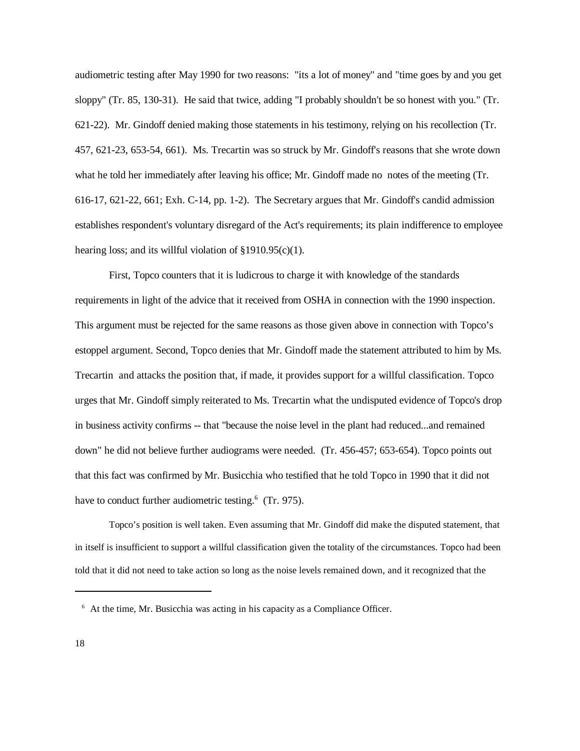audiometric testing after May 1990 for two reasons: "its a lot of money" and "time goes by and you get sloppy" (Tr. 85, 130-31). He said that twice, adding "I probably shouldn't be so honest with you." (Tr. 621-22). Mr. Gindoff denied making those statements in his testimony, relying on his recollection (Tr. 457, 621-23, 653-54, 661). Ms. Trecartin was so struck by Mr. Gindoff's reasons that she wrote down what he told her immediately after leaving his office; Mr. Gindoff made no notes of the meeting (Tr. 616-17, 621-22, 661; Exh. C-14, pp. 1-2). The Secretary argues that Mr. Gindoff's candid admission establishes respondent's voluntary disregard of the Act's requirements; its plain indifference to employee hearing loss; and its willful violation of §1910.95(c)(1).

First, Topco counters that it is ludicrous to charge it with knowledge of the standards requirements in light of the advice that it received from OSHA in connection with the 1990 inspection. This argument must be rejected for the same reasons as those given above in connection with Topco's estoppel argument. Second, Topco denies that Mr. Gindoff made the statement attributed to him by Ms. Trecartin and attacks the position that, if made, it provides support for a willful classification. Topco urges that Mr. Gindoff simply reiterated to Ms. Trecartin what the undisputed evidence of Topco's drop in business activity confirms -- that "because the noise level in the plant had reduced...and remained down" he did not believe further audiograms were needed. (Tr. 456-457; 653-654). Topco points out that this fact was confirmed by Mr. Busicchia who testified that he told Topco in 1990 that it did not have to conduct further audiometric testing.[6] (Tr. 975).

Topco's position is well taken. Even assuming that Mr. Gindoff did make the disputed statement, that in itself is insufficient to support a willful classification given the totality of the circumstances. Topco had been told that it did not need to take action so long as the noise levels remained down, and it recognized that the

[6] At the time, Mr. Busicchia was acting in his capacity as a Compliance Officer.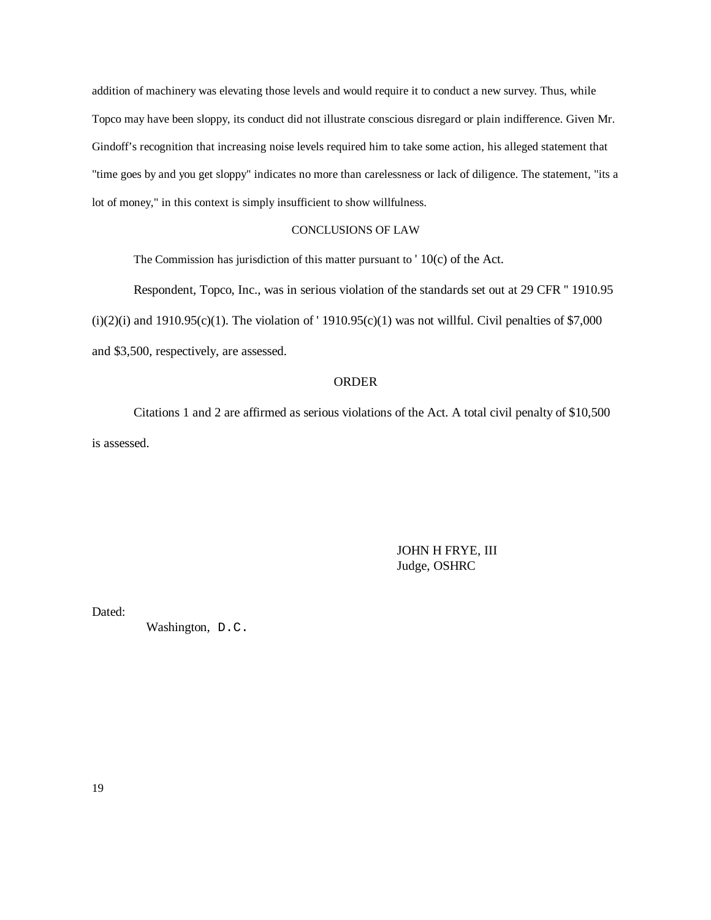addition of machinery was elevating those levels and would require it to conduct a new survey. Thus, while Topco may have been sloppy, its conduct did not illustrate conscious disregard or plain indifference. Given Mr. Gindoff's recognition that increasing noise levels required him to take some action, his alleged statement that "time goes by and you get sloppy" indicates no more than carelessness or lack of diligence. The statement, "its a lot of money," in this context is simply insufficient to show willfulness.

CONCLUSIONS OF LAW

The Commission has jurisdiction of this matter pursuant to ' 10(c) of the Act.

Respondent, Topco, Inc., was in serious violation of the standards set out at 29 CFR " 1910.95 (i)(2)(i) and 1910.95(c)(1). The violation of ' 1910.95(c)(1) was not willful. Civil penalties of $7,000 and $3,500, respectively, are assessed.

ORDER

Citations 1 and 2 are affirmed as serious violations of the Act. A total civil penalty of $10,500 is assessed.

JOHN H FRYE, III
Judge, OSHRC

Dated:
Washington, D.C.